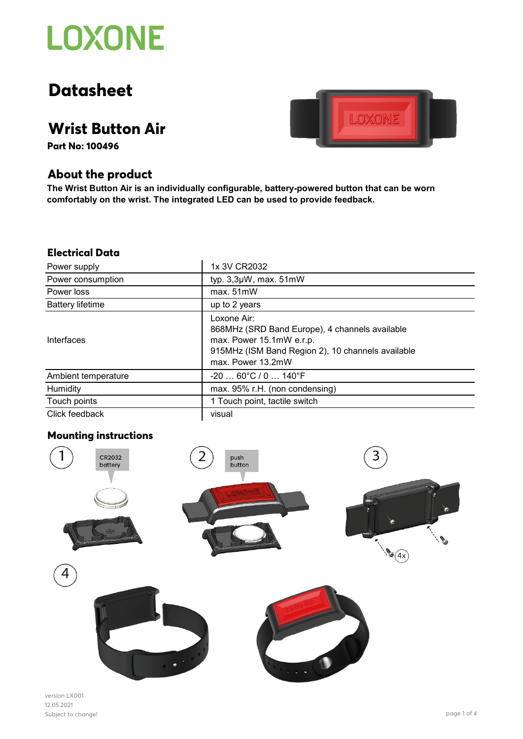LOXONE

# Datasheet

## Wrist Button Air

**Part No: 100496**

## About the product

**The Wrist Button Air is an individually configurable, battery-powered button that can be worn comfortably on the wrist. The integrated LED can be used to provide feedback.**

### Electrical Data

| | |
|---|---|
| Power supply | 1x 3V CR2032 |
| Power consumption | typ. 3,3µW, max. 51mW |
| Power loss | max. 51mW |
| Battery lifetime | up to 2 years |
| Interfaces | Loxone Air:<br>868MHz (SRD Band Europe), 4 channels available<br>max. Power 15.1mW e.r.p.<br>915MHz (ISM Band Region 2), 10 channels available<br>max. Power 13.2mW |
| Ambient temperature | -20 … 60°C / 0 … 140°F |
| Humidity | max. 95% r.H. (non condensing) |
| Touch points | 1 Touch point, tactile switch |
| Click feedback | visual |

### Mounting instructions

1 CR2032 battery

2 push button

3 4x

4

version LX001
12.05.2021
Subject to change!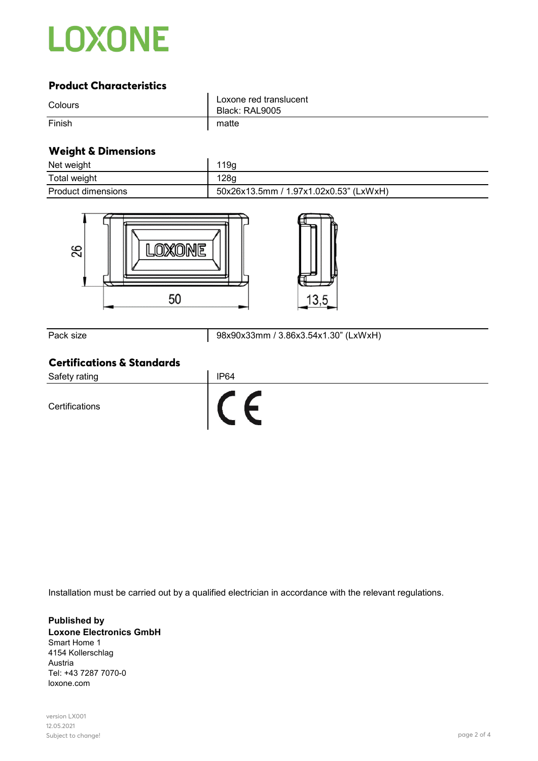## Product Characteristics

| | |
|---|---|
| Colours | Loxone red translucent<br>Black: RAL9005 |
| Finish | matte |

## Weight & Dimensions

| | |
|---|---|
| Net weight | 119g |
| Total weight | 128g |
| Product dimensions | 50x26x13.5mm / 1.97x1.02x0.53" (LxWxH) |

| | |
|---|---|
| Pack size | 98x90x33mm / 3.86x3.54x1.30" (LxWxH) |

## Certifications & Standards

| | |
|---|---|
| Safety rating | IP64 |
| Certifications | CE |

Installation must be carried out by a qualified electrician in accordance with the relevant regulations.

**Published by**
**Loxone Electronics GmbH**
Smart Home 1
4154 Kollerschlag
Austria
Tel: +43 7287 7070-0
loxone.com

version LX001
12.05.2021
Subject to change!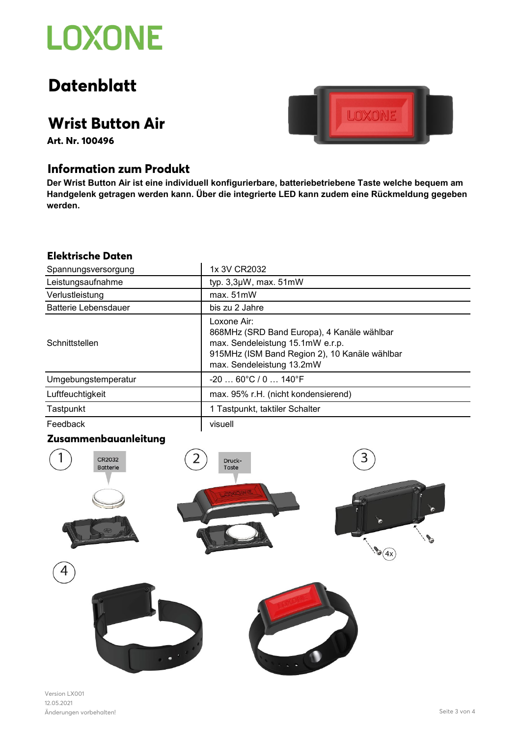LOXONE

# Datenblatt

## Wrist Button Air

**Art. Nr. 100496**

### Information zum Produkt

**Der Wrist Button Air ist eine individuell konfigurierbare, batteriebetriebene Taste welche bequem am Handgelenk getragen werden kann. Über die integrierte LED kann zudem eine Rückmeldung gegeben werden.**

### Elektrische Daten

| | |
|---|---|
| Spannungsversorgung | 1x 3V CR2032 |
| Leistungsaufnahme | typ. 3,3µW, max. 51mW |
| Verlustleistung | max. 51mW |
| Batterie Lebensdauer | bis zu 2 Jahre |
| Schnittstellen | Loxone Air:<br>868MHz (SRD Band Europa), 4 Kanäle wählbar<br>max. Sendeleistung 15.1mW e.r.p.<br>915MHz (ISM Band Region 2), 10 Kanäle wählbar<br>max. Sendeleistung 13.2mW |
| Umgebungstemperatur | -20 … 60°C / 0 … 140°F |
| Luftfeuchtigkeit | max. 95% r.H. (nicht kondensierend) |
| Tastpunkt | 1 Tastpunkt, taktiler Schalter |
| Feedback | visuell |

### Zusammenbauanleitung

1 CR2032 Batterie

2 Druck-Taste

3 4x

4

Version LX001
12.05.2021
Änderungen vorbehalten!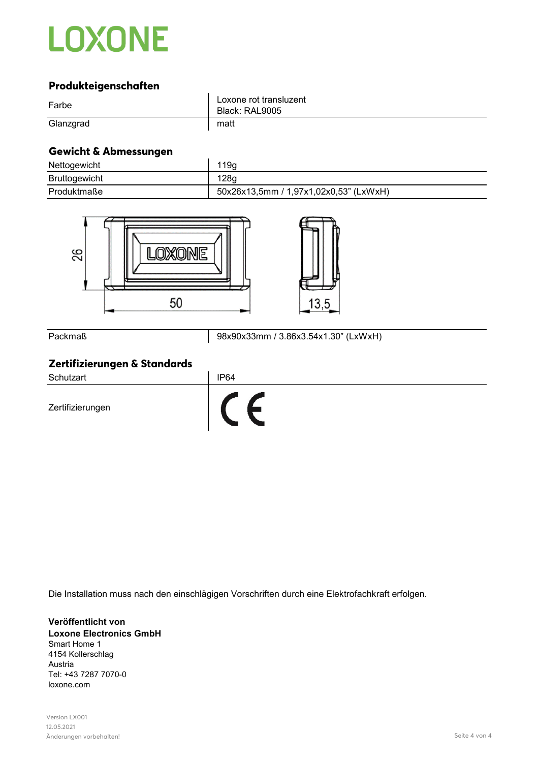## Produkteigenschaften

| | |
|---|---|
| Farbe | Loxone rot transluzent<br>Black: RAL9005 |
| Glanzgrad | matt |

## Gewicht & Abmessungen

| | |
|---|---|
| Nettogewicht | 119g |
| Bruttogewicht | 128g |
| Produktmaße | 50x26x13,5mm / 1,97x1,02x0,53” (LxWxH) |

26

50

13,5

| | |
|---|---|
| Packmaß | 98x90x33mm / 3.86x3.54x1.30” (LxWxH) |

## Zertifizierungen & Standards

| | |
|---|---|
| Schutzart | IP64 |
| Zertifizierungen | CE |

Die Installation muss nach den einschlägigen Vorschriften durch eine Elektrofachkraft erfolgen.

**Veröffentlicht von**
**Loxone Electronics GmbH**
Smart Home 1
4154 Kollerschlag
Austria
Tel: +43 7287 7070-0
loxone.com

Version LX001
12.05.2021
Änderungen vorbehalten!